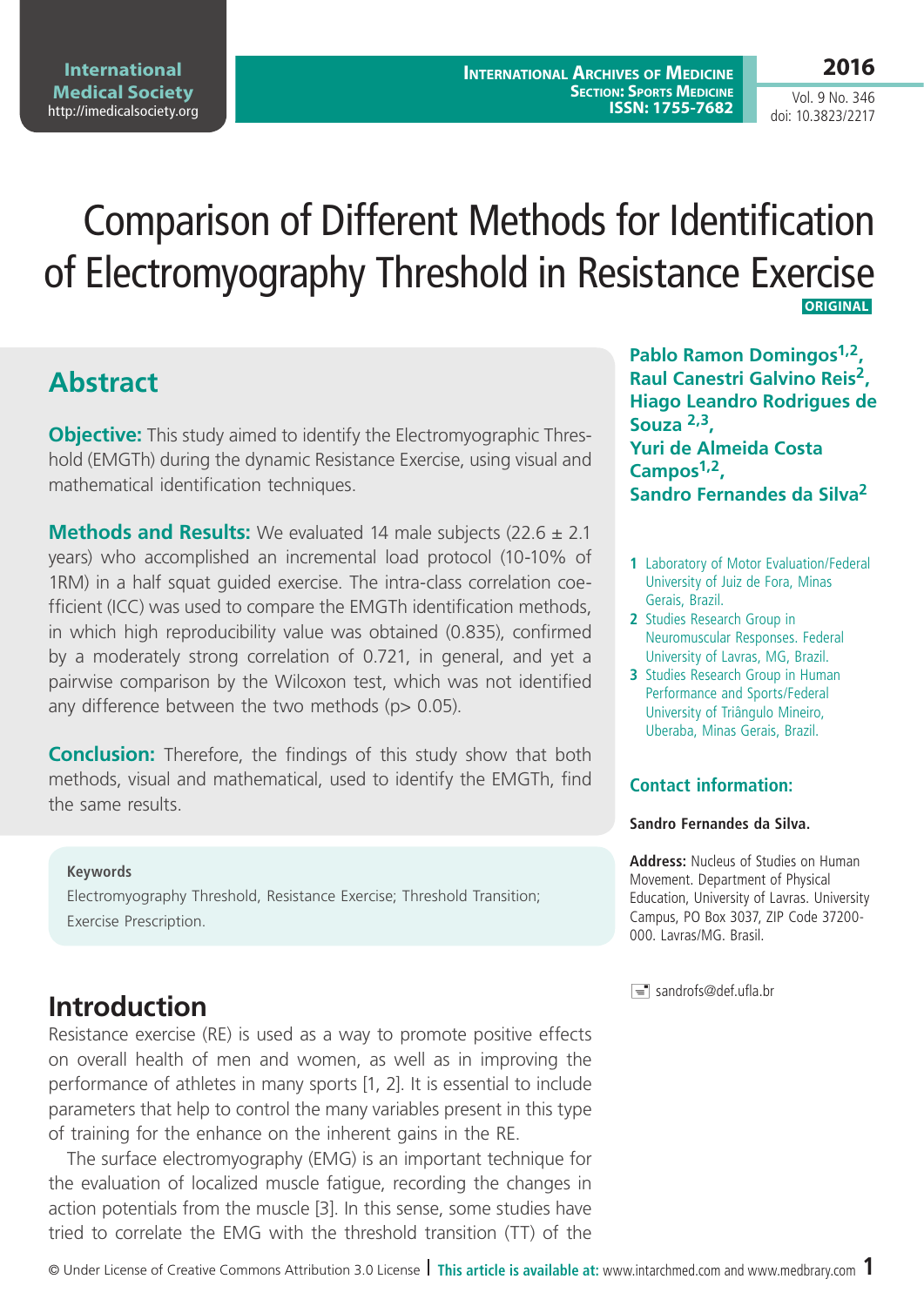# Comparison of Different Methods for Identification of Electromyography Threshold in Resistance Exercise

ORIGINAL

**Pablo Ramon Domingos[1,2], Raul Canestri Galvino Reis[2], Hiago Leandro Rodrigues de Souza [2,3], Yuri de Almeida Costa Campos[1,2], Sandro Fernandes da Silva[2]**

1 Laboratory of Motor Evaluation/Federal University of Juiz de Fora, Minas Gerais, Brazil.

2 Studies Research Group in Neuromuscular Responses. Federal University of Lavras, MG, Brazil.

3 Studies Research Group in Human Performance and Sports/Federal University of Triângulo Mineiro, Uberaba, Minas Gerais, Brazil.

### Contact information:

**Sandro Fernandes da Silva.**

**Address:** Nucleus of Studies on Human Movement. Department of Physical Education, University of Lavras. University Campus, PO Box 3037, ZIP Code 37200-000. Lavras/MG. Brasil.

sandrofs@def.ufla.br

## Abstract

**Objective:** This study aimed to identify the Electromyographic Threshold (EMGTh) during the dynamic Resistance Exercise, using visual and mathematical identification techniques.

**Methods and Results:** We evaluated 14 male subjects (22.6 ± 2.1 years) who accomplished an incremental load protocol (10-10% of 1RM) in a half squat guided exercise. The intra-class correlation coefficient (ICC) was used to compare the EMGTh identification methods, in which high reproducibility value was obtained (0.835), confirmed by a moderately strong correlation of 0.721, in general, and yet a pairwise comparison by the Wilcoxon test, which was not identified any difference between the two methods ($p > 0.05$).

**Conclusion:** Therefore, the findings of this study show that both methods, visual and mathematical, used to identify the EMGTh, find the same results.

**Keywords**

Electromyography Threshold, Resistance Exercise; Threshold Transition; Exercise Prescription.

## Introduction

Resistance exercise (RE) is used as a way to promote positive effects on overall health of men and women, as well as in improving the performance of athletes in many sports [1, 2]. It is essential to include parameters that help to control the many variables present in this type of training for the enhance on the inherent gains in the RE.

The surface electromyography (EMG) is an important technique for the evaluation of localized muscle fatigue, recording the changes in action potentials from the muscle [3]. In this sense, some studies have tried to correlate the EMG with the threshold transition (TT) of the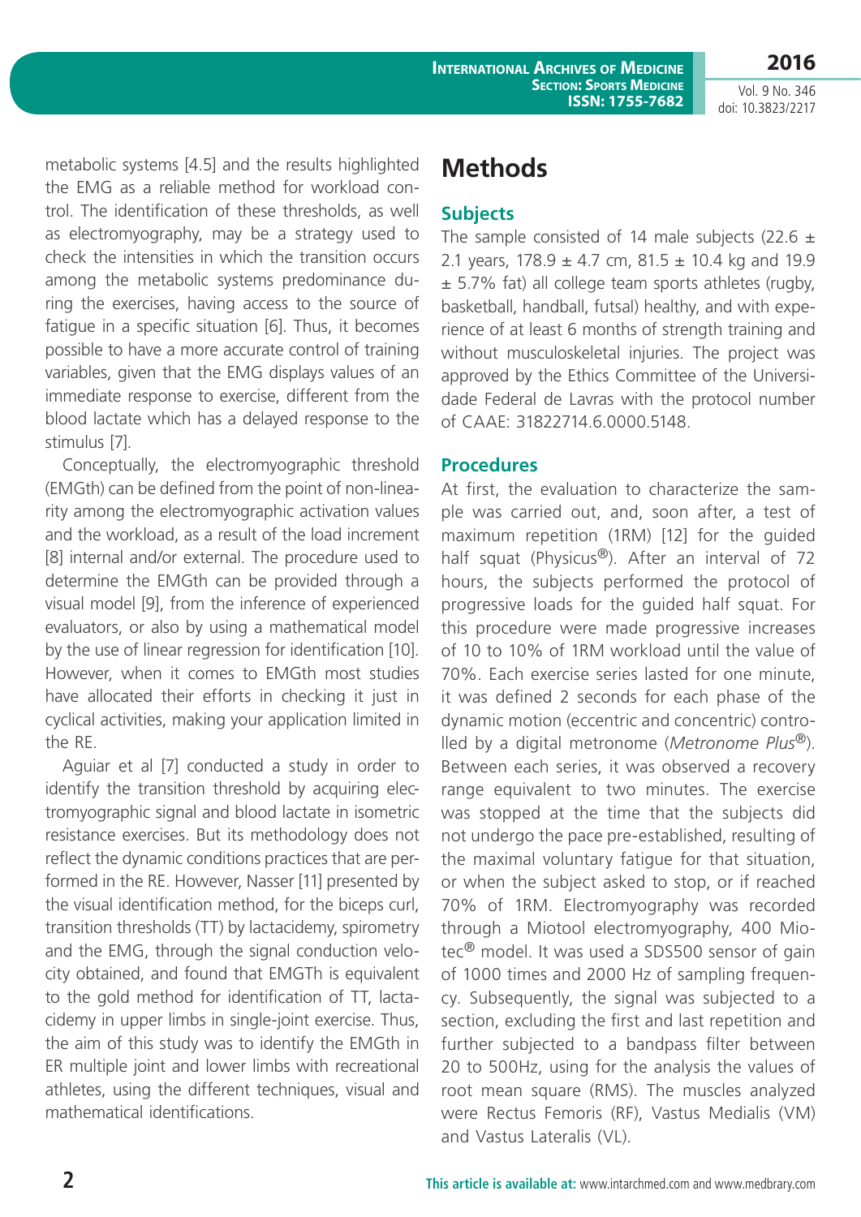metabolic systems [4.5] and the results highlighted the EMG as a reliable method for workload control. The identification of these thresholds, as well as electromyography, may be a strategy used to check the intensities in which the transition occurs among the metabolic systems predominance during the exercises, having access to the source of fatigue in a specific situation [6]. Thus, it becomes possible to have a more accurate control of training variables, given that the EMG displays values of an immediate response to exercise, different from the blood lactate which has a delayed response to the stimulus [7].

Conceptually, the electromyographic threshold (EMGth) can be defined from the point of non-linearity among the electromyographic activation values and the workload, as a result of the load increment [8] internal and/or external. The procedure used to determine the EMGth can be provided through a visual model [9], from the inference of experienced evaluators, or also by using a mathematical model by the use of linear regression for identification [10]. However, when it comes to EMGth most studies have allocated their efforts in checking it just in cyclical activities, making your application limited in the RE.

Aguiar et al [7] conducted a study in order to identify the transition threshold by acquiring electromyographic signal and blood lactate in isometric resistance exercises. But its methodology does not reflect the dynamic conditions practices that are performed in the RE. However, Nasser [11] presented by the visual identification method, for the biceps curl, transition thresholds (TT) by lactacidemy, spirometry and the EMG, through the signal conduction velocity obtained, and found that EMGTh is equivalent to the gold method for identification of TT, lactacidemy in upper limbs in single-joint exercise. Thus, the aim of this study was to identify the EMGth in ER multiple joint and lower limbs with recreational athletes, using the different techniques, visual and mathematical identifications.

# Methods

## Subjects

The sample consisted of 14 male subjects (22.6 ± 2.1 years, 178.9 ± 4.7 cm, 81.5 ± 10.4 kg and 19.9 ± 5.7% fat) all college team sports athletes (rugby, basketball, handball, futsal) healthy, and with experience of at least 6 months of strength training and without musculoskeletal injuries. The project was approved by the Ethics Committee of the Universidade Federal de Lavras with the protocol number of CAAE: 31822714.6.0000.5148.

## Procedures

At first, the evaluation to characterize the sample was carried out, and, soon after, a test of maximum repetition (1RM) [12] for the guided half squat (Physicus®). After an interval of 72 hours, the subjects performed the protocol of progressive loads for the guided half squat. For this procedure were made progressive increases of 10 to 10% of 1RM workload until the value of 70%. Each exercise series lasted for one minute, it was defined 2 seconds for each phase of the dynamic motion (eccentric and concentric) controlled by a digital metronome (*Metronome Plus*®). Between each series, it was observed a recovery range equivalent to two minutes. The exercise was stopped at the time that the subjects did not undergo the pace pre-established, resulting of the maximal voluntary fatigue for that situation, or when the subject asked to stop, or if reached 70% of 1RM. Electromyography was recorded through a Miotool electromyography, 400 Miotec® model. It was used a SDS500 sensor of gain of 1000 times and 2000 Hz of sampling frequency. Subsequently, the signal was subjected to a section, excluding the first and last repetition and further subjected to a bandpass filter between 20 to 500Hz, using for the analysis the values of root mean square (RMS). The muscles analyzed were Rectus Femoris (RF), Vastus Medialis (VM) and Vastus Lateralis (VL).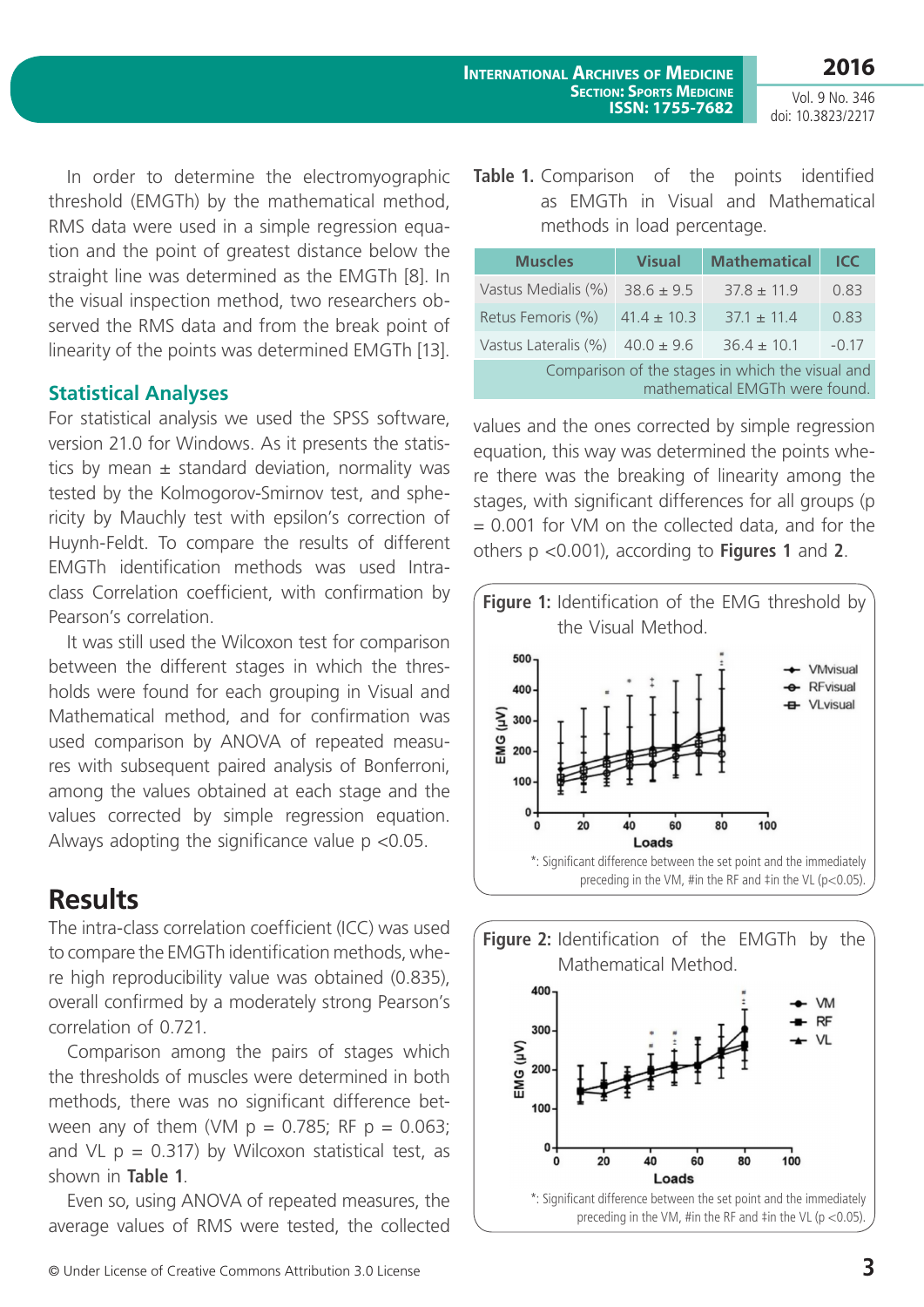In order to determine the electromyographic threshold (EMGTh) by the mathematical method, RMS data were used in a simple regression equation and the point of greatest distance below the straight line was determined as the EMGTh [8]. In the visual inspection method, two researchers observed the RMS data and from the break point of linearity of the points was determined EMGTh [13].

### Statistical Analyses

For statistical analysis we used the SPSS software, version 21.0 for Windows. As it presents the statistics by mean ± standard deviation, normality was tested by the Kolmogorov-Smirnov test, and sphericity by Mauchly test with epsilon's correction of Huynh-Feldt. To compare the results of different EMGTh identification methods was used Intraclass Correlation coefficient, with confirmation by Pearson's correlation.

It was still used the Wilcoxon test for comparison between the different stages in which the thresholds were found for each grouping in Visual and Mathematical method, and for confirmation was used comparison by ANOVA of repeated measures with subsequent paired analysis of Bonferroni, among the values obtained at each stage and the values corrected by simple regression equation. Always adopting the significance value $p < 0.05$.

## Results

The intra-class correlation coefficient (ICC) was used to compare the EMGTh identification methods, where high reproducibility value was obtained (0.835), overall confirmed by a moderately strong Pearson's correlation of 0.721.

Comparison among the pairs of stages which the thresholds of muscles were determined in both methods, there was no significant difference between any of them (VM $p = 0.785$; RF $p = 0.063$; and VL $p = 0.317$) by Wilcoxon statistical test, as shown in **Table 1**.

Even so, using ANOVA of repeated measures, the average values of RMS were tested, the collected values and the ones corrected by simple regression equation, this way was determined the points where there was the breaking of linearity among the stages, with significant differences for all groups ($p = 0.001$ for VM on the collected data, and for the others $p < 0.001$), according to **Figures 1** and **2**.

**Table 1.** Comparison of the points identified as EMGTh in Visual and Mathematical methods in load percentage.

| Muscles | Visual | Mathematical | ICC |
|---|---|---|---|
| Vastus Medialis (%) | 38.6 ± 9.5 | 37.8 ± 11.9 | 0.83 |
| Retus Femoris (%) | 41.4 ± 10.3 | 37.1 ± 11.4 | 0.83 |
| Vastus Lateralis (%) | 40.0 ± 9.6 | 36.4 ± 10.1 | -0.17 |
| Comparison of the stages in which the visual and mathematical EMGTh were found. | | | |

**Figure 1:** Identification of the EMG threshold by the Visual Method.

EMG (μV)
Loads
VMvisual
RFvisual
VLvisual

*: Significant difference between the set point and the immediately preceding in the VM, #in the RF and ‡in the VL (p<0.05).

**Figure 2:** Identification of the EMGTh by the Mathematical Method.

EMG (μV)
Loads
VM
RF
VL

*: Significant difference between the set point and the immediately preceding in the VM, #in the RF and ‡in the VL (p <0.05).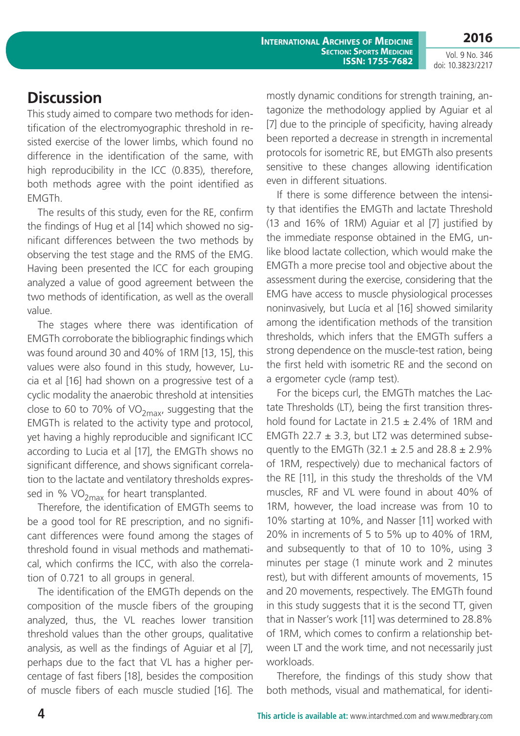## Discussion

This study aimed to compare two methods for identification of the electromyographic threshold in resisted exercise of the lower limbs, which found no difference in the identification of the same, with high reproducibility in the ICC (0.835), therefore, both methods agree with the point identified as EMGTh.

The results of this study, even for the RE, confirm the findings of Hug et al [14] which showed no significant differences between the two methods by observing the test stage and the RMS of the EMG. Having been presented the ICC for each grouping analyzed a value of good agreement between the two methods of identification, as well as the overall value.

The stages where there was identification of EMGTh corroborate the bibliographic findings which was found around 30 and 40% of 1RM [13, 15], this values were also found in this study, however, Lucia et al [16] had shown on a progressive test of a cyclic modality the anaerobic threshold at intensities close to 60 to 70% of $VO_{2max}$, suggesting that the EMGTh is related to the activity type and protocol, yet having a highly reproducible and significant ICC according to Lucia et al [17], the EMGTh shows no significant difference, and shows significant correlation to the lactate and ventilatory thresholds expressed in % $VO_{2max}$ for heart transplanted.

Therefore, the identification of EMGTh seems to be a good tool for RE prescription, and no significant differences were found among the stages of threshold found in visual methods and mathematical, which confirms the ICC, with also the correlation of 0.721 to all groups in general.

The identification of the EMGTh depends on the composition of the muscle fibers of the grouping analyzed, thus, the VL reaches lower transition threshold values than the other groups, qualitative analysis, as well as the findings of Aguiar et al [7], perhaps due to the fact that VL has a higher percentage of fast fibers [18], besides the composition of muscle fibers of each muscle studied [16]. The mostly dynamic conditions for strength training, antagonize the methodology applied by Aguiar et al [7] due to the principle of specificity, having already been reported a decrease in strength in incremental protocols for isometric RE, but EMGTh also presents sensitive to these changes allowing identification even in different situations.

If there is some difference between the intensity that identifies the EMGTh and lactate Threshold (13 and 16% of 1RM) Aguiar et al [7] justified by the immediate response obtained in the EMG, unlike blood lactate collection, which would make the EMGTh a more precise tool and objective about the assessment during the exercise, considering that the EMG have access to muscle physiological processes noninvasively, but Lucía et al [16] showed similarity among the identification methods of the transition thresholds, which infers that the EMGTh suffers a strong dependence on the muscle-test ration, being the first held with isometric RE and the second on a ergometer cycle (ramp test).

For the biceps curl, the EMGTh matches the Lactate Thresholds (LT), being the first transition threshold found for Lactate in 21.5 ± 2.4% of 1RM and EMGTh 22.7 ± 3.3, but LT2 was determined subsequently to the EMGTh (32.1 ± 2.5 and 28.8 ± 2.9% of 1RM, respectively) due to mechanical factors of the RE [11], in this study the thresholds of the VM muscles, RF and VL were found in about 40% of 1RM, however, the load increase was from 10 to 10% starting at 10%, and Nasser [11] worked with 20% in increments of 5 to 5% up to 40% of 1RM, and subsequently to that of 10 to 10%, using 3 minutes per stage (1 minute work and 2 minutes rest), but with different amounts of movements, 15 and 20 movements, respectively. The EMGTh found in this study suggests that it is the second TT, given that in Nasser's work [11] was determined to 28.8% of 1RM, which comes to confirm a relationship between LT and the work time, and not necessarily just workloads.

Therefore, the findings of this study show that both methods, visual and mathematical, for identi-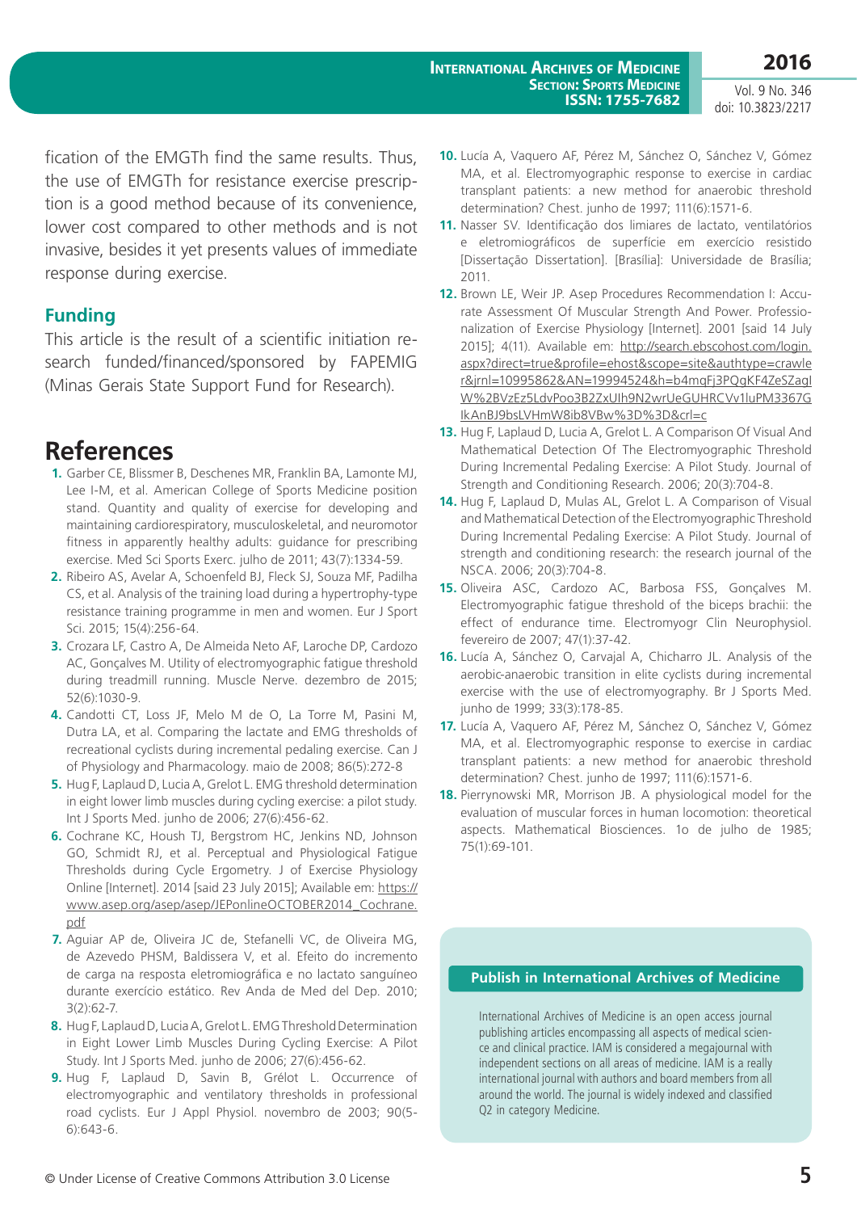fication of the EMGTh find the same results. Thus, the use of EMGTh for resistance exercise prescription is a good method because of its convenience, lower cost compared to other methods and is not invasive, besides it yet presents values of immediate response during exercise.

## Funding

This article is the result of a scientific initiation research funded/financed/sponsored by FAPEMIG (Minas Gerais State Support Fund for Research).

# References

1. Garber CE, Blissmer B, Deschenes MR, Franklin BA, Lamonte MJ, Lee I-M, et al. American College of Sports Medicine position stand. Quantity and quality of exercise for developing and maintaining cardiorespiratory, musculoskeletal, and neuromotor fitness in apparently healthy adults: guidance for prescribing exercise. Med Sci Sports Exerc. julho de 2011; 43(7):1334-59.
2. Ribeiro AS, Avelar A, Schoenfeld BJ, Fleck SJ, Souza MF, Padilha CS, et al. Analysis of the training load during a hypertrophy-type resistance training programme in men and women. Eur J Sport Sci. 2015; 15(4):256-64.
3. Crozara LF, Castro A, De Almeida Neto AF, Laroche DP, Cardozo AC, Gonçalves M. Utility of electromyographic fatigue threshold during treadmill running. Muscle Nerve. dezembro de 2015; 52(6):1030-9.
4. Candotti CT, Loss JF, Melo M de O, La Torre M, Pasini M, Dutra LA, et al. Comparing the lactate and EMG thresholds of recreational cyclists during incremental pedaling exercise. Can J of Physiology and Pharmacology. maio de 2008; 86(5):272-8
5. Hug F, Laplaud D, Lucia A, Grelot L. EMG threshold determination in eight lower limb muscles during cycling exercise: a pilot study. Int J Sports Med. junho de 2006; 27(6):456-62.
6. Cochrane KC, Housh TJ, Bergstrom HC, Jenkins ND, Johnson GO, Schmidt RJ, et al. Perceptual and Physiological Fatigue Thresholds during Cycle Ergometry. J of Exercise Physiology Online [Internet]. 2014 [said 23 July 2015]; Available em: https://www.asep.org/asep/asep/JEPonlineOCTOBER2014_Cochrane.pdf
7. Aguiar AP de, Oliveira JC de, Stefanelli VC, de Oliveira MG, de Azevedo PHSM, Baldissera V, et al. Efeito do incremento de carga na resposta eletromiográfica e no lactato sanguíneo durante exercício estático. Rev Anda de Med del Dep. 2010; 3(2):62-7.
8. Hug F, Laplaud D, Lucia A, Grelot L. EMG Threshold Determination in Eight Lower Limb Muscles During Cycling Exercise: A Pilot Study. Int J Sports Med. junho de 2006; 27(6):456-62.
9. Hug F, Laplaud D, Savin B, Grélot L. Occurrence of electromyographic and ventilatory thresholds in professional road cyclists. Eur J Appl Physiol. novembro de 2003; 90(5-6):643-6.
10. Lucía A, Vaquero AF, Pérez M, Sánchez O, Sánchez V, Gómez MA, et al. Electromyographic response to exercise in cardiac transplant patients: a new method for anaerobic threshold determination? Chest. junho de 1997; 111(6):1571-6.
11. Nasser SV. Identificação dos limiares de lactato, ventilatórios e eletromiográficos de superfície em exercício resistido [Dissertação Dissertation]. [Brasília]: Universidade de Brasília; 2011.
12. Brown LE, Weir JP. Asep Procedures Recommendation I: Accurate Assessment Of Muscular Strength And Power. Professionalization of Exercise Physiology [Internet]. 2001 [said 14 July 2015]; 4(11). Available em: http://search.ebscohost.com/login.aspx?direct=true&profile=ehost&scope=site&authtype=crawler&jrnl=10995862&AN=19994524&h=b4mqFj3PQgKF4ZeSZagIW%2BVzEz5LdvPoo3B2ZxUIh9N2wrUeGUHRCVv1luPM3367GIkAnBJ9bsLVHmW8ib8VBw%3D%3D&crl=c
13. Hug F, Laplaud D, Lucia A, Grelot L. A Comparison Of Visual And Mathematical Detection Of The Electromyographic Threshold During Incremental Pedaling Exercise: A Pilot Study. Journal of Strength and Conditioning Research. 2006; 20(3):704-8.
14. Hug F, Laplaud D, Mulas AL, Grelot L. A Comparison of Visual and Mathematical Detection of the Electromyographic Threshold During Incremental Pedaling Exercise: A Pilot Study. Journal of strength and conditioning research: the research journal of the NSCA. 2006; 20(3):704-8.
15. Oliveira ASC, Cardozo AC, Barbosa FSS, Gonçalves M. Electromyographic fatigue threshold of the biceps brachii: the effect of endurance time. Electromyogr Clin Neurophysiol. fevereiro de 2007; 47(1):37-42.
16. Lucía A, Sánchez O, Carvajal A, Chicharro JL. Analysis of the aerobic-anaerobic transition in elite cyclists during incremental exercise with the use of electromyography. Br J Sports Med. junho de 1999; 33(3):178-85.
17. Lucía A, Vaquero AF, Pérez M, Sánchez O, Sánchez V, Gómez MA, et al. Electromyographic response to exercise in cardiac transplant patients: a new method for anaerobic threshold determination? Chest. junho de 1997; 111(6):1571-6.
18. Pierrynowski MR, Morrison JB. A physiological model for the evaluation of muscular forces in human locomotion: theoretical aspects. Mathematical Biosciences. 1o de julho de 1985; 75(1):69-101.

**Publish in International Archives of Medicine**

International Archives of Medicine is an open access journal publishing articles encompassing all aspects of medical science and clinical practice. IAM is considered a megajournal with independent sections on all areas of medicine. IAM is a really international journal with authors and board members from all around the world. The journal is widely indexed and classified Q2 in category Medicine.